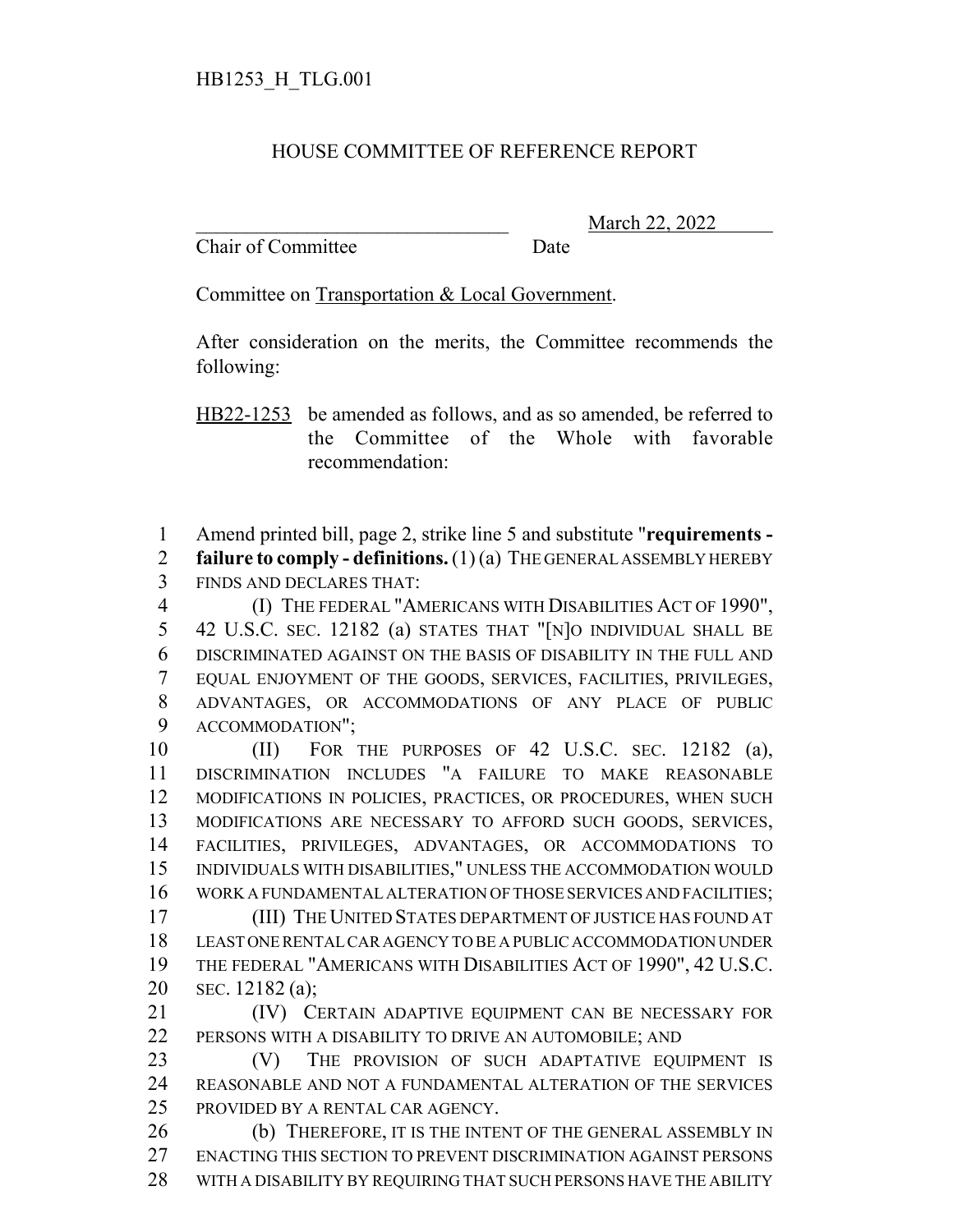HB1253_H_TLG.001

HOUSE COMMITTEE OF REFERENCE REPORT

_______________________________ March 22, 2022

Chair of Committee Date

Committee on Transportation & Local Government.

After consideration on the merits, the Committee recommends the following:

HB22-1253 be amended as follows, and as so amended, be referred to the Committee of the Whole with favorable recommendation:

1 Amend printed bill, page 2, strike line 5 and substitute "**requirements -**
2 **failure to comply - definitions.** (1) (a) THE GENERAL ASSEMBLY HEREBY
3 FINDS AND DECLARES THAT:
4 (I) THE FEDERAL "AMERICANS WITH DISABILITIES ACT OF 1990",
5 42 U.S.C. SEC. 12182 (a) STATES THAT "[N]O INDIVIDUAL SHALL BE
6 DISCRIMINATED AGAINST ON THE BASIS OF DISABILITY IN THE FULL AND
7 EQUAL ENJOYMENT OF THE GOODS, SERVICES, FACILITIES, PRIVILEGES,
8 ADVANTAGES, OR ACCOMMODATIONS OF ANY PLACE OF PUBLIC
9 ACCOMMODATION";
10 (II) FOR THE PURPOSES OF 42 U.S.C. SEC. 12182 (a),
11 DISCRIMINATION INCLUDES "A FAILURE TO MAKE REASONABLE
12 MODIFICATIONS IN POLICIES, PRACTICES, OR PROCEDURES, WHEN SUCH
13 MODIFICATIONS ARE NECESSARY TO AFFORD SUCH GOODS, SERVICES,
14 FACILITIES, PRIVILEGES, ADVANTAGES, OR ACCOMMODATIONS TO
15 INDIVIDUALS WITH DISABILITIES," UNLESS THE ACCOMMODATION WOULD
16 WORK A FUNDAMENTAL ALTERATION OF THOSE SERVICES AND FACILITIES;
17 (III) THE UNITED STATES DEPARTMENT OF JUSTICE HAS FOUND AT
18 LEAST ONE RENTAL CAR AGENCY TO BE A PUBLIC ACCOMMODATION UNDER
19 THE FEDERAL "AMERICANS WITH DISABILITIES ACT OF 1990", 42 U.S.C.
20 SEC. 12182 (a);
21 (IV) CERTAIN ADAPTIVE EQUIPMENT CAN BE NECESSARY FOR
22 PERSONS WITH A DISABILITY TO DRIVE AN AUTOMOBILE; AND
23 (V) THE PROVISION OF SUCH ADAPTATIVE EQUIPMENT IS
24 REASONABLE AND NOT A FUNDAMENTAL ALTERATION OF THE SERVICES
25 PROVIDED BY A RENTAL CAR AGENCY.
26 (b) THEREFORE, IT IS THE INTENT OF THE GENERAL ASSEMBLY IN
27 ENACTING THIS SECTION TO PREVENT DISCRIMINATION AGAINST PERSONS
28 WITH A DISABILITY BY REQUIRING THAT SUCH PERSONS HAVE THE ABILITY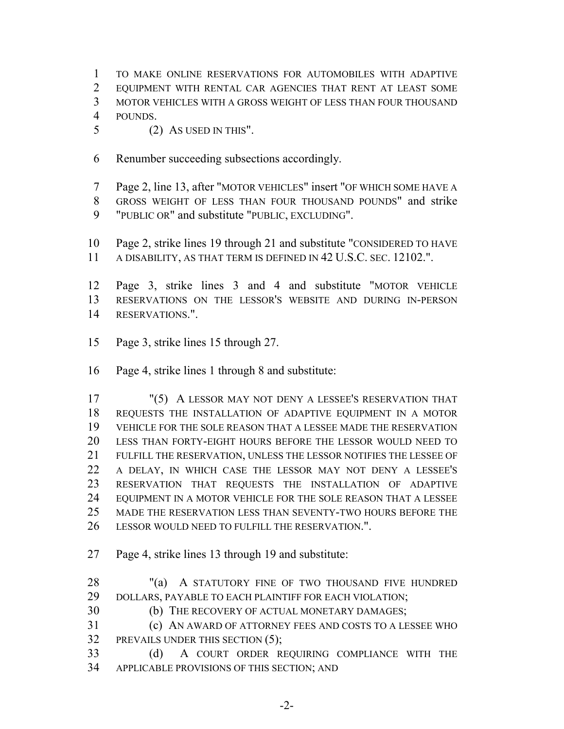TO MAKE ONLINE RESERVATIONS FOR AUTOMOBILES WITH ADAPTIVE EQUIPMENT WITH RENTAL CAR AGENCIES THAT RENT AT LEAST SOME MOTOR VEHICLES WITH A GROSS WEIGHT OF LESS THAN FOUR THOUSAND POUNDS.

(2) AS USED IN THIS".

Renumber succeeding subsections accordingly.

Page 2, line 13, after "MOTOR VEHICLES" insert "OF WHICH SOME HAVE A GROSS WEIGHT OF LESS THAN FOUR THOUSAND POUNDS" and strike "PUBLIC OR" and substitute "PUBLIC, EXCLUDING".

Page 2, strike lines 19 through 21 and substitute "CONSIDERED TO HAVE A DISABILITY, AS THAT TERM IS DEFINED IN 42 U.S.C. SEC. 12102.".

Page 3, strike lines 3 and 4 and substitute "MOTOR VEHICLE RESERVATIONS ON THE LESSOR'S WEBSITE AND DURING IN-PERSON RESERVATIONS.".

Page 3, strike lines 15 through 27.

Page 4, strike lines 1 through 8 and substitute:

"(5) A LESSOR MAY NOT DENY A LESSEE'S RESERVATION THAT REQUESTS THE INSTALLATION OF ADAPTIVE EQUIPMENT IN A MOTOR VEHICLE FOR THE SOLE REASON THAT A LESSEE MADE THE RESERVATION LESS THAN FORTY-EIGHT HOURS BEFORE THE LESSOR WOULD NEED TO FULFILL THE RESERVATION, UNLESS THE LESSOR NOTIFIES THE LESSEE OF A DELAY, IN WHICH CASE THE LESSOR MAY NOT DENY A LESSEE'S RESERVATION THAT REQUESTS THE INSTALLATION OF ADAPTIVE EQUIPMENT IN A MOTOR VEHICLE FOR THE SOLE REASON THAT A LESSEE MADE THE RESERVATION LESS THAN SEVENTY-TWO HOURS BEFORE THE LESSOR WOULD NEED TO FULFILL THE RESERVATION.".

Page 4, strike lines 13 through 19 and substitute:

"(a) A STATUTORY FINE OF TWO THOUSAND FIVE HUNDRED DOLLARS, PAYABLE TO EACH PLAINTIFF FOR EACH VIOLATION;

(b) THE RECOVERY OF ACTUAL MONETARY DAMAGES;

(c) AN AWARD OF ATTORNEY FEES AND COSTS TO A LESSEE WHO PREVAILS UNDER THIS SECTION (5);

(d) A COURT ORDER REQUIRING COMPLIANCE WITH THE APPLICABLE PROVISIONS OF THIS SECTION; AND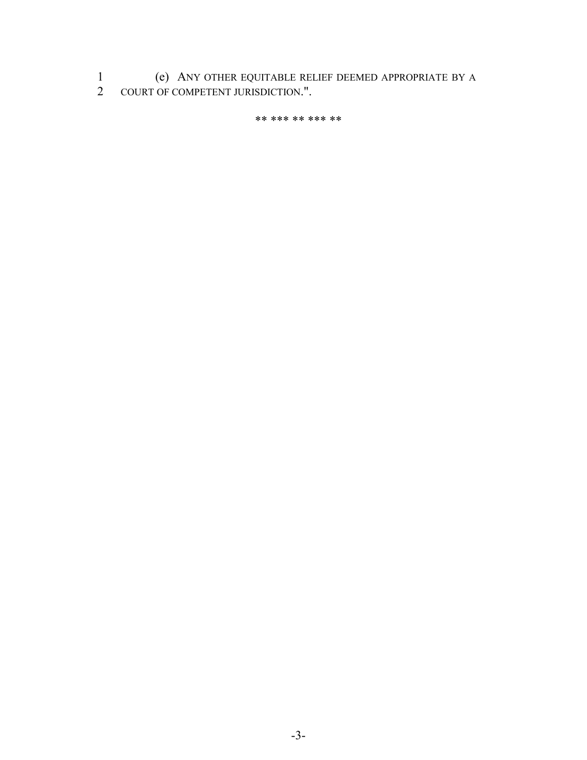(e) ANY OTHER EQUITABLE RELIEF DEEMED APPROPRIATE BY A COURT OF COMPETENT JURISDICTION.".

** *** ** *** **